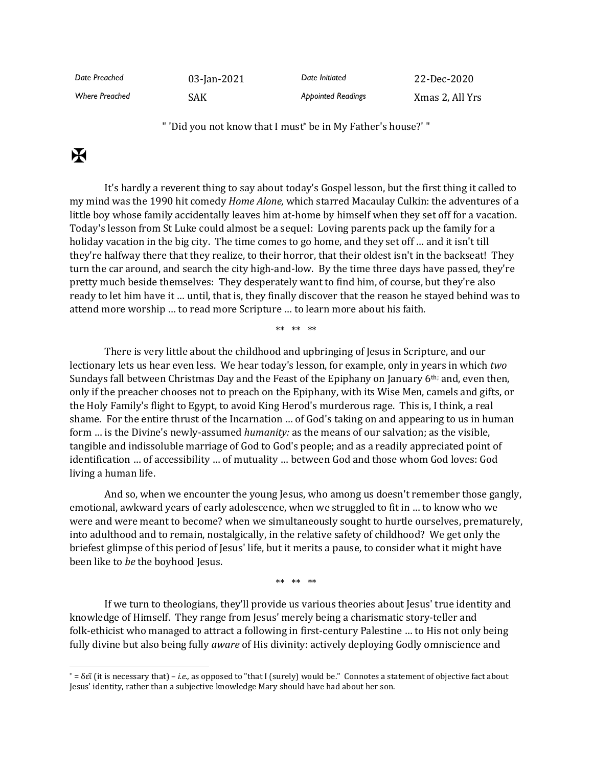| Date Preached | 03-Jan-2021 | Date Initiated | 22-Dec-2020 |
| --- | --- | --- | --- |
| Where Preached | SAK | Appointed Readings | Xmas 2, All Yrs |

" 'Did you not know that I must* be in My Father's house?' "

✠

It's hardly a reverent thing to say about today's Gospel lesson, but the first thing it called to my mind was the 1990 hit comedy *Home Alone,* which starred Macaulay Culkin: the adventures of a little boy whose family accidentally leaves him at-home by himself when they set off for a vacation. Today's lesson from St Luke could almost be a sequel: Loving parents pack up the family for a holiday vacation in the big city. The time comes to go home, and they set off … and it isn't till they're halfway there that they realize, to their horror, that their oldest isn't in the backseat! They turn the car around, and search the city high-and-low. By the time three days have passed, they're pretty much beside themselves: They desperately want to find him, of course, but they're also ready to let him have it … until, that is, they finally discover that the reason he stayed behind was to attend more worship … to read more Scripture … to learn more about his faith.

\*\* \*\* \*\*

There is very little about the childhood and upbringing of Jesus in Scripture, and our lectionary lets us hear even less. We hear today's lesson, for example, only in years in which *two* Sundays fall between Christmas Day and the Feast of the Epiphany on January 6th; and, even then, only if the preacher chooses not to preach on the Epiphany, with its Wise Men, camels and gifts, or the Holy Family's flight to Egypt, to avoid King Herod's murderous rage. This is, I think, a real shame. For the entire thrust of the Incarnation … of God's taking on and appearing to us in human form … is the Divine's newly-assumed *humanity:* as the means of our salvation; as the visible, tangible and indissoluble marriage of God to God's people; and as a readily appreciated point of identification … of accessibility … of mutuality … between God and those whom God loves: God living a human life.

And so, when we encounter the young Jesus, who among us doesn't remember those gangly, emotional, awkward years of early adolescence, when we struggled to fit in … to know who we were and were meant to become? when we simultaneously sought to hurtle ourselves, prematurely, into adulthood and to remain, nostalgically, in the relative safety of childhood? We get only the briefest glimpse of this period of Jesus' life, but it merits a pause, to consider what it might have been like to *be* the boyhood Jesus.

\*\* \*\* \*\*

If we turn to theologians, they'll provide us various theories about Jesus' true identity and knowledge of Himself. They range from Jesus' merely being a charismatic story-teller and folk-ethicist who managed to attract a following in first-century Palestine … to His not only being fully divine but also being fully *aware* of His divinity: actively deploying Godly omniscience and

---

\* = δεῖ (it is necessary that) – *i.e.,* as opposed to "that I (surely) would be." Connotes a statement of objective fact about Jesus' identity, rather than a subjective knowledge Mary should have had about her son.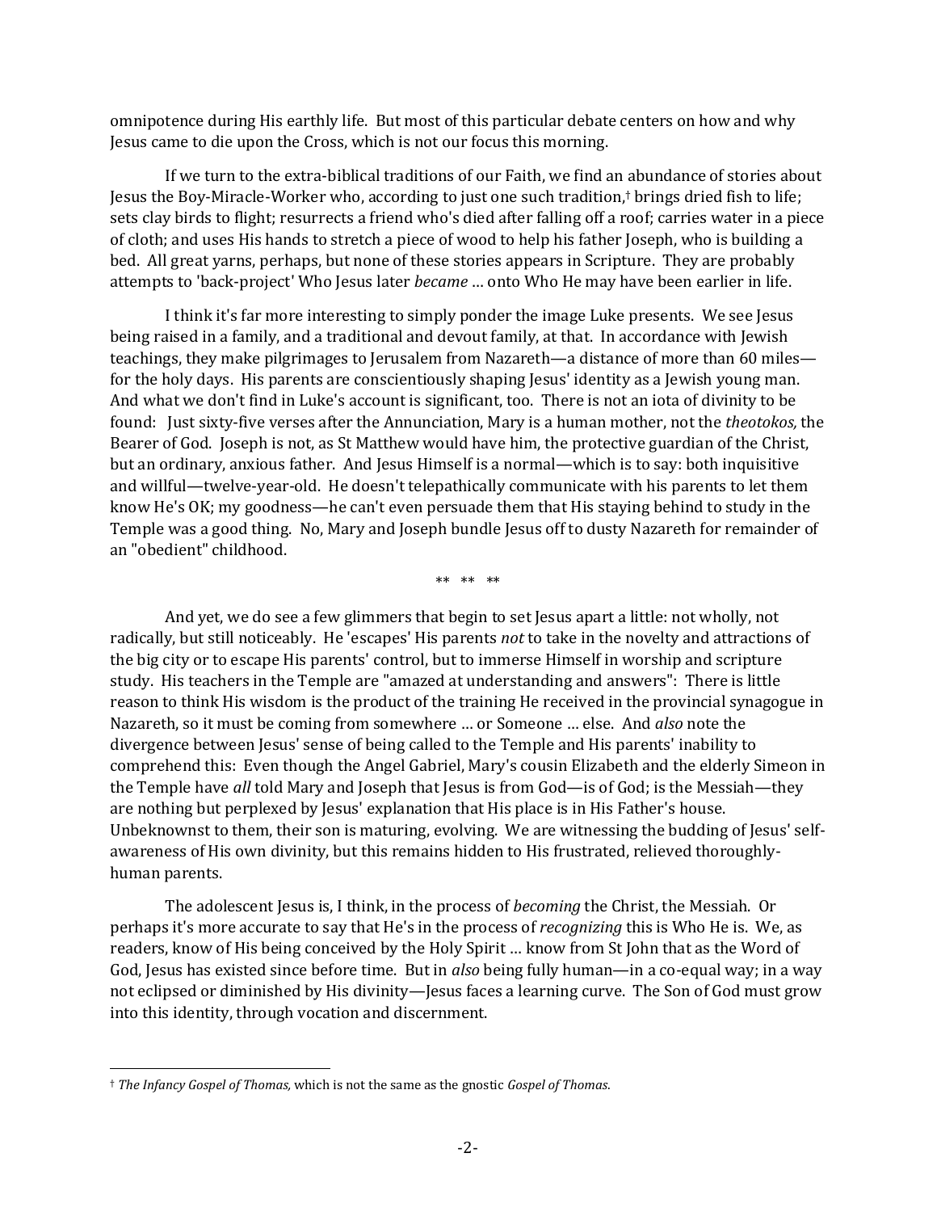omnipotence during His earthly life. But most of this particular debate centers on how and why Jesus came to die upon the Cross, which is not our focus this morning.

If we turn to the extra-biblical traditions of our Faith, we find an abundance of stories about Jesus the Boy-Miracle-Worker who, according to just one such tradition,† brings dried fish to life; sets clay birds to flight; resurrects a friend who's died after falling off a roof; carries water in a piece of cloth; and uses His hands to stretch a piece of wood to help his father Joseph, who is building a bed. All great yarns, perhaps, but none of these stories appears in Scripture. They are probably attempts to 'back-project' Who Jesus later *became* … onto Who He may have been earlier in life.

I think it's far more interesting to simply ponder the image Luke presents. We see Jesus being raised in a family, and a traditional and devout family, at that. In accordance with Jewish teachings, they make pilgrimages to Jerusalem from Nazareth—a distance of more than 60 miles—for the holy days. His parents are conscientiously shaping Jesus' identity as a Jewish young man. And what we don't find in Luke's account is significant, too. There is not an iota of divinity to be found: Just sixty-five verses after the Annunciation, Mary is a human mother, not the *theotokos,* the Bearer of God. Joseph is not, as St Matthew would have him, the protective guardian of the Christ, but an ordinary, anxious father. And Jesus Himself is a normal—which is to say: both inquisitive and willful—twelve-year-old. He doesn't telepathically communicate with his parents to let them know He's OK; my goodness—he can't even persuade them that His staying behind to study in the Temple was a good thing. No, Mary and Joseph bundle Jesus off to dusty Nazareth for remainder of an "obedient" childhood.

** ** **

And yet, we do see a few glimmers that begin to set Jesus apart a little: not wholly, not radically, but still noticeably. He 'escapes' His parents *not* to take in the novelty and attractions of the big city or to escape His parents' control, but to immerse Himself in worship and scripture study. His teachers in the Temple are "amazed at understanding and answers": There is little reason to think His wisdom is the product of the training He received in the provincial synagogue in Nazareth, so it must be coming from somewhere … or Someone … else. And *also* note the divergence between Jesus' sense of being called to the Temple and His parents' inability to comprehend this: Even though the Angel Gabriel, Mary's cousin Elizabeth and the elderly Simeon in the Temple have *all* told Mary and Joseph that Jesus is from God—is of God; is the Messiah—they are nothing but perplexed by Jesus' explanation that His place is in His Father's house. Unbeknownst to them, their son is maturing, evolving. We are witnessing the budding of Jesus' self-awareness of His own divinity, but this remains hidden to His frustrated, relieved thoroughly-human parents.

The adolescent Jesus is, I think, in the process of *becoming* the Christ, the Messiah. Or perhaps it's more accurate to say that He's in the process of *recognizing* this is Who He is. We, as readers, know of His being conceived by the Holy Spirit … know from St John that as the Word of God, Jesus has existed since before time. But in *also* being fully human—in a co-equal way; in a way not eclipsed or diminished by His divinity—Jesus faces a learning curve. The Son of God must grow into this identity, through vocation and discernment.

---

† *The Infancy Gospel of Thomas,* which is not the same as the gnostic *Gospel of Thomas*.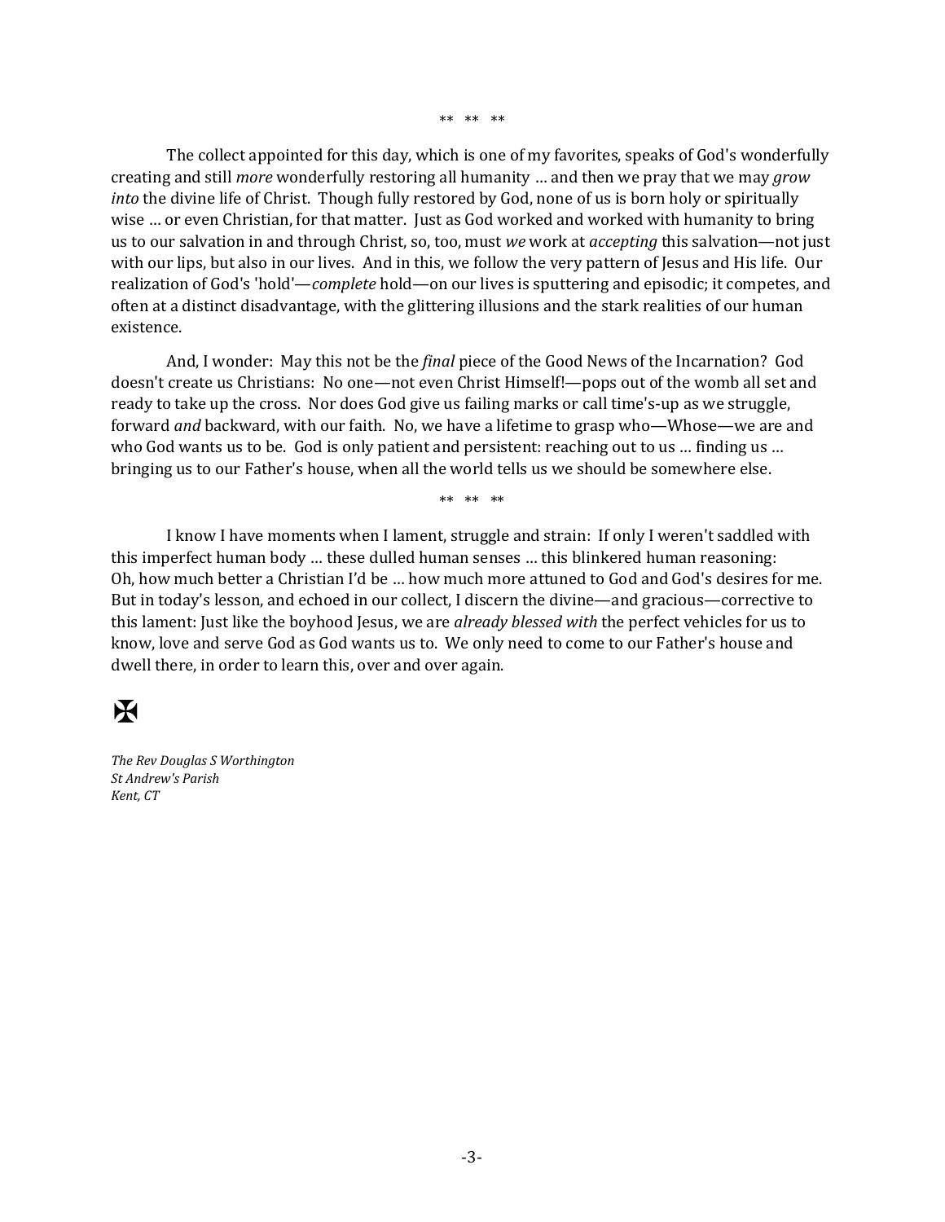\*\* \*\* \*\*

The collect appointed for this day, which is one of my favorites, speaks of God's wonderfully creating and still *more* wonderfully restoring all humanity … and then we pray that we may *grow into* the divine life of Christ. Though fully restored by God, none of us is born holy or spiritually wise … or even Christian, for that matter. Just as God worked and worked with humanity to bring us to our salvation in and through Christ, so, too, must *we* work at *accepting* this salvation—not just with our lips, but also in our lives. And in this, we follow the very pattern of Jesus and His life. Our realization of God's 'hold'—*complete* hold—on our lives is sputtering and episodic; it competes, and often at a distinct disadvantage, with the glittering illusions and the stark realities of our human existence.

And, I wonder: May this not be the *final* piece of the Good News of the Incarnation? God doesn't create us Christians: No one—not even Christ Himself!—pops out of the womb all set and ready to take up the cross. Nor does God give us failing marks or call time's-up as we struggle, forward *and* backward, with our faith. No, we have a lifetime to grasp who—Whose—we are and who God wants us to be. God is only patient and persistent: reaching out to us … finding us … bringing us to our Father's house, when all the world tells us we should be somewhere else.

\*\* \*\* \*\*

I know I have moments when I lament, struggle and strain: If only I weren't saddled with this imperfect human body … these dulled human senses … this blinkered human reasoning: Oh, how much better a Christian I'd be … how much more attuned to God and God's desires for me. But in today's lesson, and echoed in our collect, I discern the divine—and gracious—corrective to this lament: Just like the boyhood Jesus, we are *already blessed with* the perfect vehicles for us to know, love and serve God as God wants us to. We only need to come to our Father's house and dwell there, in order to learn this, over and over again.

✠

*The Rev Douglas S Worthington*
*St Andrew's Parish*
*Kent, CT*